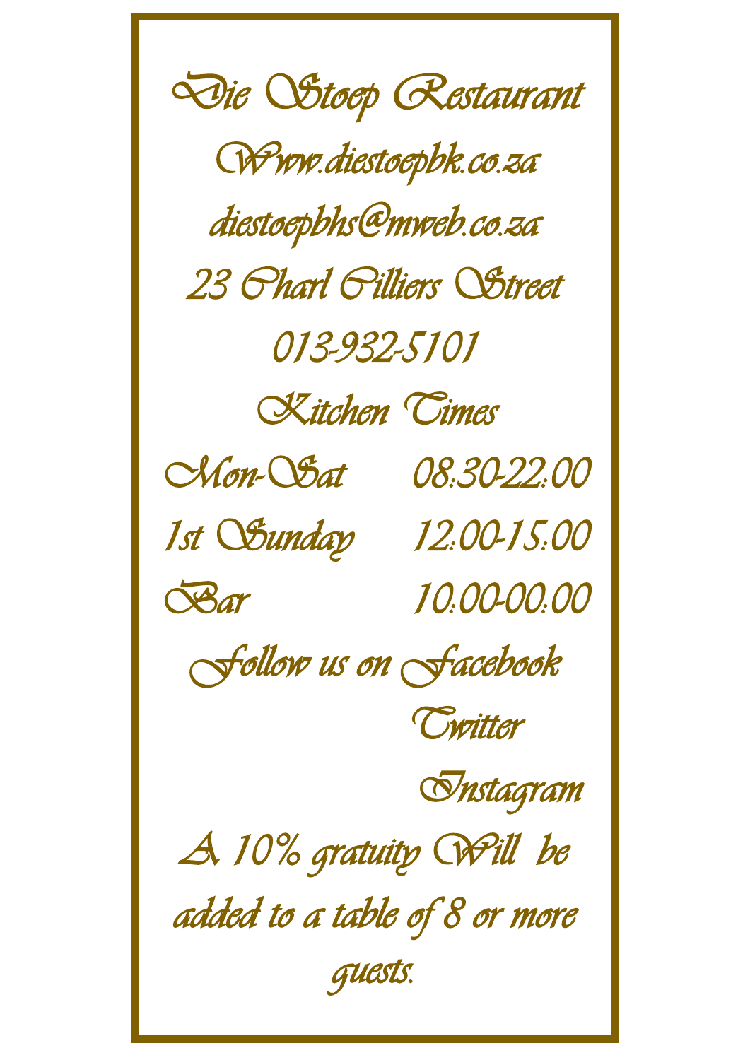# Die Stoep Restaurant

Www.diestoepbk.co.za

diestoepbhs@mweb.co.za

23 Charl Cilliers Street

013-932-5101

## Kitchen Times

| | |
|---|---|
| Mon-Sat | 08:30-22:00 |
| 1st Sunday | 12:00-15:00 |
| Bar | 10:00-00:00 |

Follow us on Facebook

Twitter

Instagram

A 10% gratuity Will be added to a table of 8 or more guests.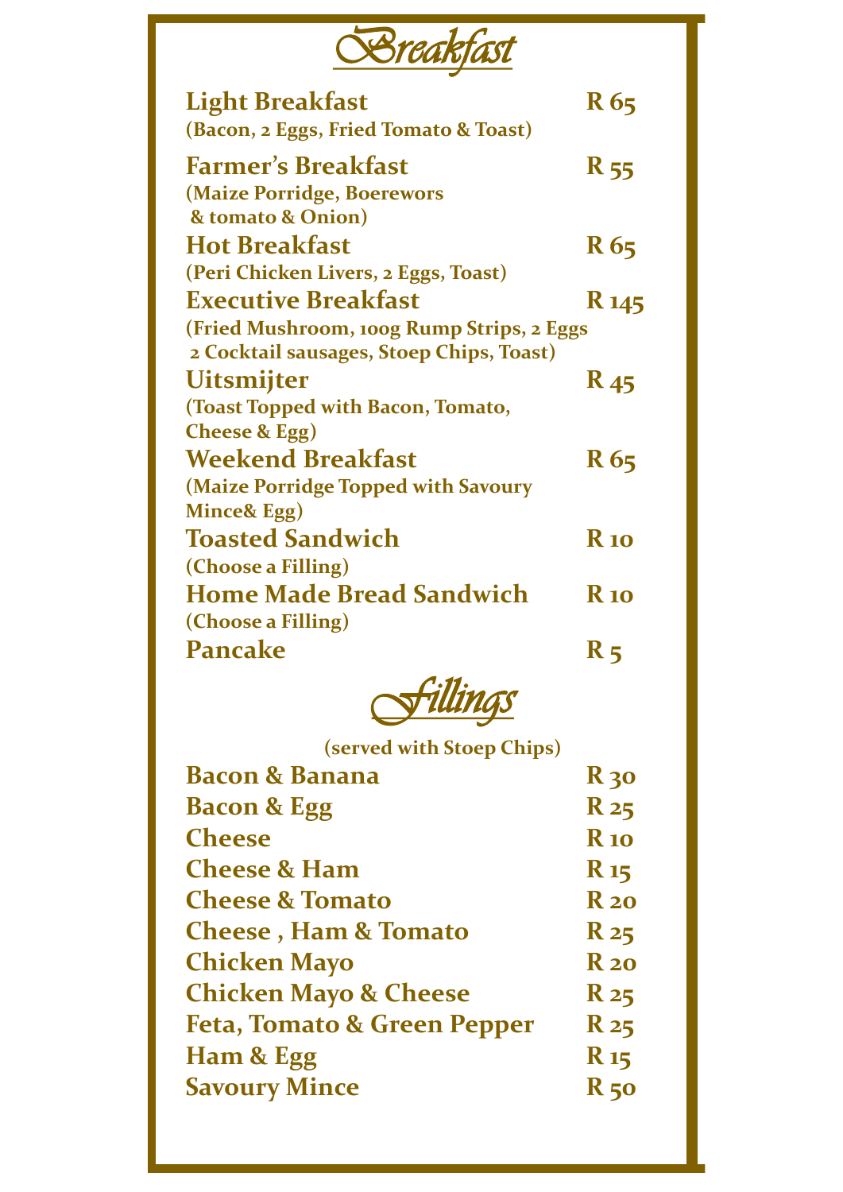# Breakfast

| Item | Price |
| --- | --- |
| **Light Breakfast** (Bacon, 2 Eggs, Fried Tomato & Toast) | R 65 |
| **Farmer's Breakfast** (Maize Porridge, Boerewors & tomato & Onion) | R 55 |
| **Hot Breakfast** (Peri Chicken Livers, 2 Eggs, Toast) | R 65 |
| **Executive Breakfast** (Fried Mushroom, 100g Rump Strips, 2 Eggs 2 Cocktail sausages, Stoep Chips, Toast) | R 145 |
| **Uitsmijter** (Toast Topped with Bacon, Tomato, Cheese & Egg) | R 45 |
| **Weekend Breakfast** (Maize Porridge Topped with Savoury Mince& Egg) | R 65 |
| **Toasted Sandwich** (Choose a Filling) | R 10 |
| **Home Made Bread Sandwich** (Choose a Filling) | R 10 |
| **Pancake** | R 5 |

# Fillings

(served with Stoep Chips)

| Filling | Price |
| --- | --- |
| Bacon & Banana | R 30 |
| Bacon & Egg | R 25 |
| Cheese | R 10 |
| Cheese & Ham | R 15 |
| Cheese & Tomato | R 20 |
| Cheese , Ham & Tomato | R 25 |
| Chicken Mayo | R 20 |
| Chicken Mayo & Cheese | R 25 |
| Feta, Tomato & Green Pepper | R 25 |
| Ham & Egg | R 15 |
| Savoury Mince | R 50 |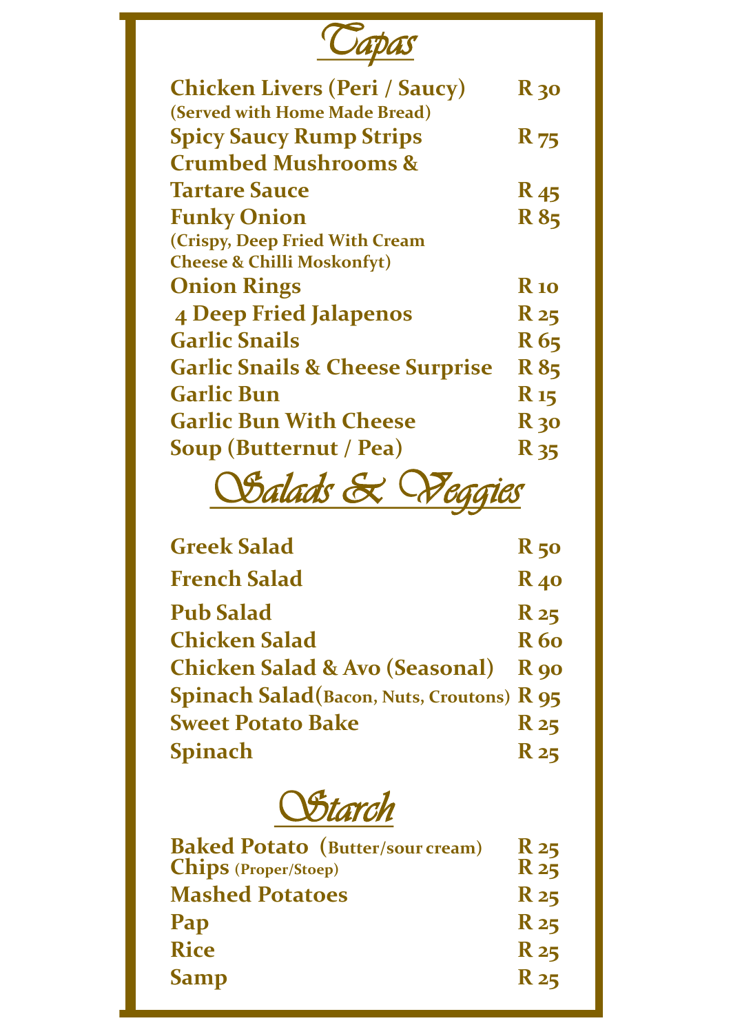# Tapas

| | |
|---|---|
| **Chicken Livers (Peri / Saucy)** (Served with Home Made Bread) | **R 30** |
| **Spicy Saucy Rump Strips** | **R 75** |
| **Crumbed Mushrooms & Tartare Sauce** | **R 45** |
| **Funky Onion** (Crispy, Deep Fried With Cream Cheese & Chilli Moskonfyt) | **R 85** |
| **Onion Rings** | **R 10** |
| **4 Deep Fried Jalapenos** | **R 25** |
| **Garlic Snails** | **R 65** |
| **Garlic Snails & Cheese Surprise** | **R 85** |
| **Garlic Bun** | **R 15** |
| **Garlic Bun With Cheese** | **R 30** |
| **Soup (Butternut / Pea)** | **R 35** |

# Salads & Veggies

| | |
|---|---|
| **Greek Salad** | **R 50** |
| **French Salad** | **R 40** |
| **Pub Salad** | **R 25** |
| **Chicken Salad** | **R 60** |
| **Chicken Salad & Avo (Seasonal)** | **R 90** |
| **Spinach Salad**(Bacon, Nuts, Croutons) | **R 95** |
| **Sweet Potato Bake** | **R 25** |
| **Spinach** | **R 25** |

# Starch

| | |
|---|---|
| **Baked Potato** (Butter/sour cream) | **R 25** |
| **Chips** (Proper/Stoep) | **R 25** |
| **Mashed Potatoes** | **R 25** |
| **Pap** | **R 25** |
| **Rice** | **R 25** |
| **Samp** | **R 25** |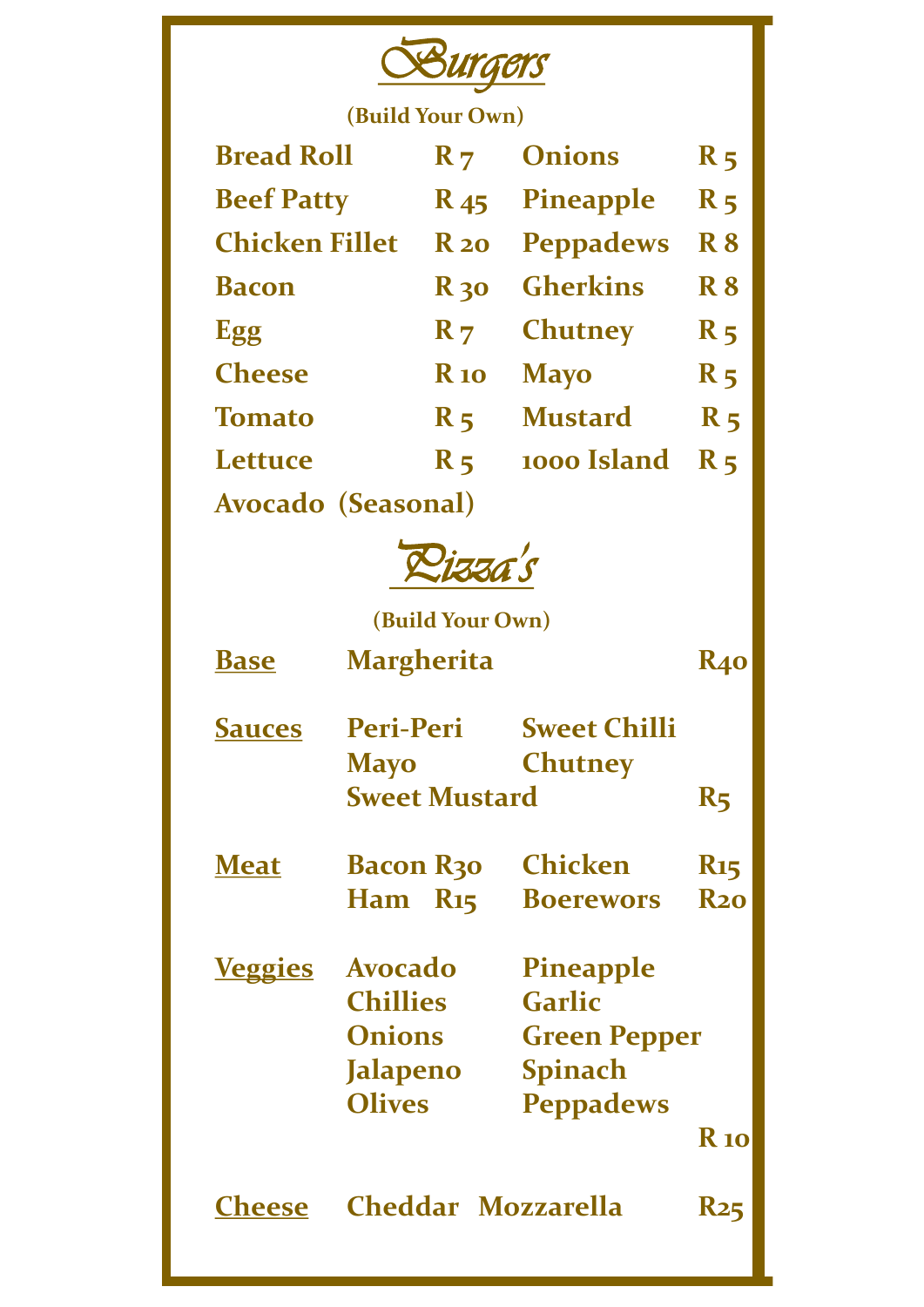# Burgers

**(Build Your Own)**

| | | | |
|---|---|---|---|
| **Bread Roll** | **R 7** | **Onions** | **R 5** |
| **Beef Patty** | **R 45** | **Pineapple** | **R 5** |
| **Chicken Fillet** | **R 20** | **Peppadews** | **R 8** |
| **Bacon** | **R 30** | **Gherkins** | **R 8** |
| **Egg** | **R 7** | **Chutney** | **R 5** |
| **Cheese** | **R 10** | **Mayo** | **R 5** |
| **Tomato** | **R 5** | **Mustard** | **R 5** |
| **Lettuce** | **R 5** | **1000 Island** | **R 5** |
| **Avocado (Seasonal)** | | | |

# Pizza's

**(Build Your Own)**

**Base** — **Margherita** — **R40**

**Sauces** — **Peri-Peri**, **Sweet Chilli**, **Mayo**, **Chutney**, **Sweet Mustard** — **R5**

**Meat**
- **Bacon R30**
- **Chicken R15**
- **Ham R15**
- **Boerewors R20**

**Veggies** — **Avocado**, **Pineapple**, **Chillies**, **Garlic**, **Onions**, **Green Pepper**, **Jalapeno**, **Spinach**, **Olives**, **Peppadews** — **R 10**

**Cheese** — **Cheddar**, **Mozzarella** — **R25**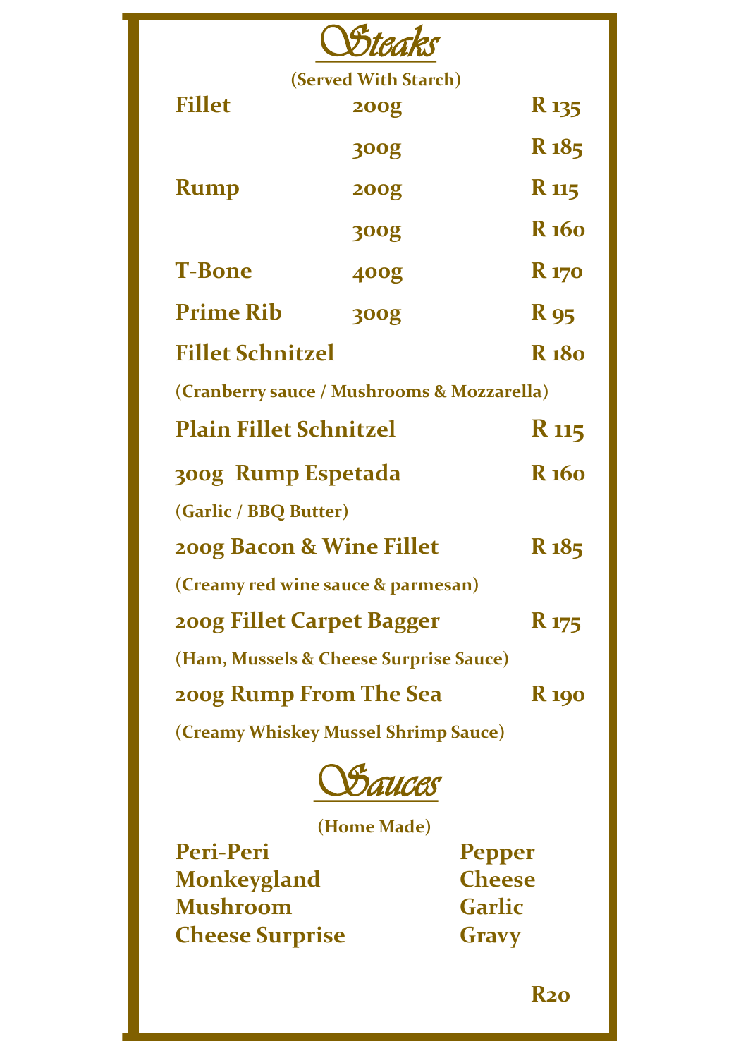# Steaks

(Served With Starch)

| | | |
|---|---|---|
| **Fillet** | **200g** | **R 135** |
| | **300g** | **R 185** |
| **Rump** | **200g** | **R 115** |
| | **300g** | **R 160** |
| **T-Bone** | **400g** | **R 170** |
| **Prime Rib** | **300g** | **R 95** |

**Fillet Schnitzel** **R 180**

(Cranberry sauce / Mushrooms & Mozzarella)

**Plain Fillet Schnitzel** **R 115**

**300g Rump Espetada** **R 160**

(Garlic / BBQ Butter)

**200g Bacon & Wine Fillet** **R 185**

(Creamy red wine sauce & parmesan)

**200g Fillet Carpet Bagger** **R 175**

(Ham, Mussels & Cheese Surprise Sauce)

**200g Rump From The Sea** **R 190**

(Creamy Whiskey Mussel Shrimp Sauce)

# Sauces

(Home Made)

- **Peri-Peri**
- **Monkeygland**
- **Mushroom**
- **Cheese Surprise**
- **Pepper**
- **Cheese**
- **Garlic**
- **Gravy**

**R20**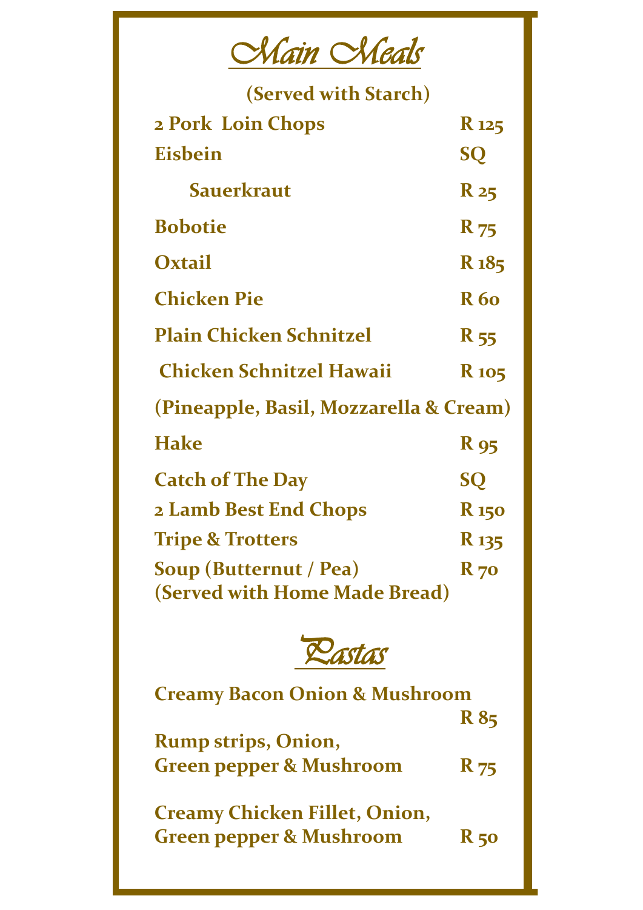# Main Meals

**(Served with Starch)**

| | |
|---|---|
| **2 Pork Loin Chops** | **R 125** |
| **Eisbein** | **SQ** |
| **Sauerkraut** | **R 25** |
| **Bobotie** | **R 75** |
| **Oxtail** | **R 185** |
| **Chicken Pie** | **R 60** |
| **Plain Chicken Schnitzel** | **R 55** |
| **Chicken Schnitzel Hawaii** | **R 105** |
| **(Pineapple, Basil, Mozzarella & Cream)** | |
| **Hake** | **R 95** |
| **Catch of The Day** | **SQ** |
| **2 Lamb Best End Chops** | **R 150** |
| **Tripe & Trotters** | **R 135** |
| **Soup (Butternut / Pea)** | **R 70** |
| **(Served with Home Made Bread)** | |

# Pastas

| | |
|---|---|
| **Creamy Bacon Onion & Mushroom** | **R 85** |
| **Rump strips, Onion, Green pepper & Mushroom** | **R 75** |
| **Creamy Chicken Fillet, Onion, Green pepper & Mushroom** | **R 50** |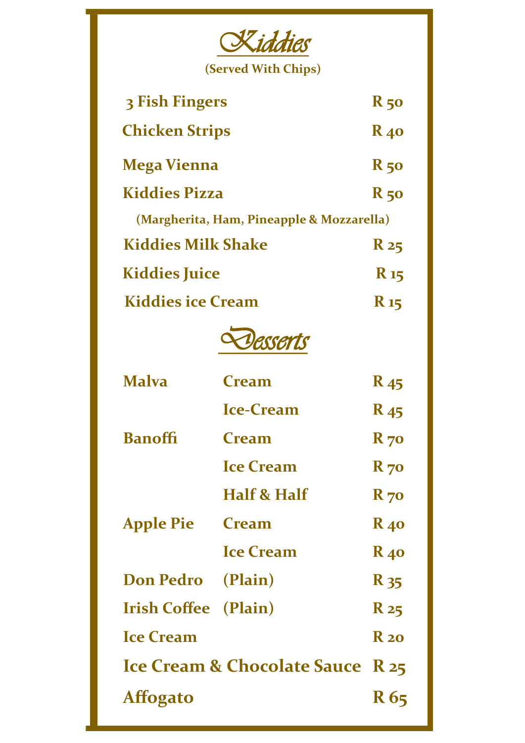# *Kiddies*

**(Served With Chips)**

| Item | Price |
|---|---|
| 3 Fish Fingers | R 50 |
| Chicken Strips | R 40 |
| Mega Vienna | R 50 |
| Kiddies Pizza | R 50 |
| (Margherita, Ham, Pineapple & Mozzarella) | |
| Kiddies Milk Shake | R 25 |
| Kiddies Juice | R 15 |
| Kiddies ice Cream | R 15 |

# *Desserts*

| Item | Option | Price |
|---|---|---|
| Malva | Cream | R 45 |
| | Ice-Cream | R 45 |
| Banoffi | Cream | R 70 |
| | Ice Cream | R 70 |
| | Half & Half | R 70 |
| Apple Pie | Cream | R 40 |
| | Ice Cream | R 40 |
| Don Pedro | (Plain) | R 35 |
| Irish Coffee | (Plain) | R 25 |
| Ice Cream | | R 20 |
| Ice Cream & Chocolate Sauce | | R 25 |
| Affogato | | R 65 |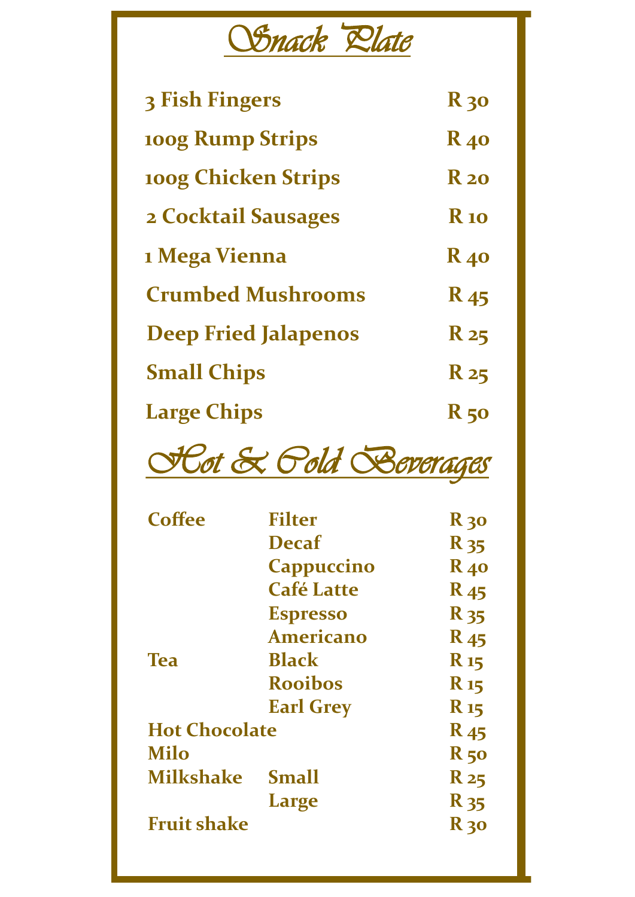# Snack Plate

| Item | Price |
| --- | --- |
| **3 Fish Fingers** | **R 30** |
| **100g Rump Strips** | **R 40** |
| **100g Chicken Strips** | **R 20** |
| **2 Cocktail Sausages** | **R 10** |
| **1 Mega Vienna** | **R 40** |
| **Crumbed Mushrooms** | **R 45** |
| **Deep Fried Jalapenos** | **R 25** |
| **Small Chips** | **R 25** |
| **Large Chips** | **R 50** |

# Hot & Cold Beverages

| Item | Type | Price |
| --- | --- | --- |
| **Coffee** | **Filter** | **R 30** |
| | **Decaf** | **R 35** |
| | **Cappuccino** | **R 40** |
| | **Café Latte** | **R 45** |
| | **Espresso** | **R 35** |
| | **Americano** | **R 45** |
| **Tea** | **Black** | **R 15** |
| | **Rooibos** | **R 15** |
| | **Earl Grey** | **R 15** |
| **Hot Chocolate** | | **R 45** |
| **Milo** | | **R 50** |
| **Milkshake** | **Small** | **R 25** |
| | **Large** | **R 35** |
| **Fruit shake** | | **R 30** |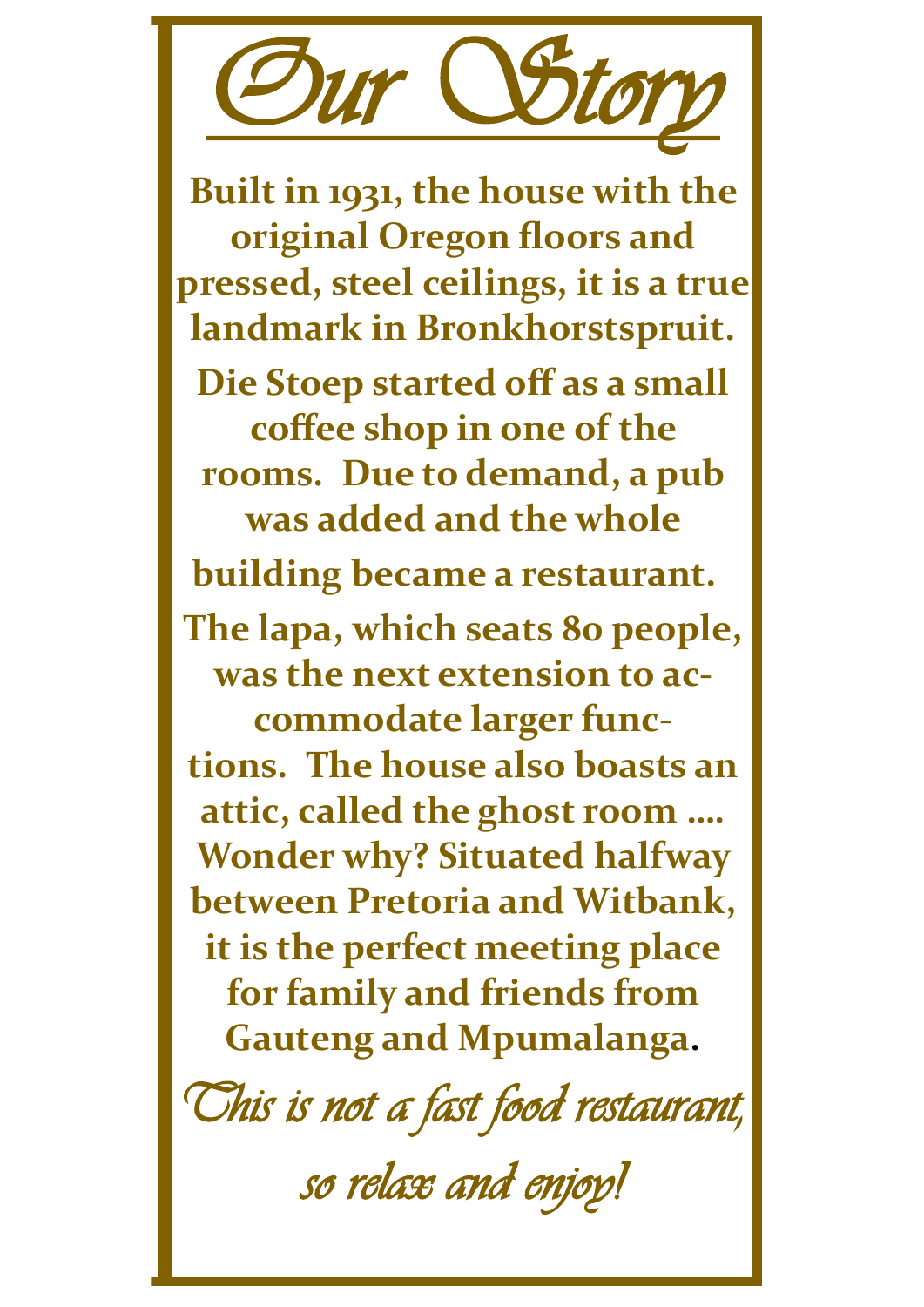# Our Story

**Built in 1931, the house with the original Oregon floors and pressed, steel ceilings, it is a true landmark in Bronkhorstspruit. Die Stoep started off as a small coffee shop in one of the rooms. Due to demand, a pub was added and the whole building became a restaurant. The lapa, which seats 80 people, was the next extension to accommodate larger functions. The house also boasts an attic, called the ghost room …. Wonder why? Situated halfway between Pretoria and Witbank, it is the perfect meeting place for family and friends from Gauteng and Mpumalanga.**

*This is not a fast food restaurant, so relax and enjoy!*